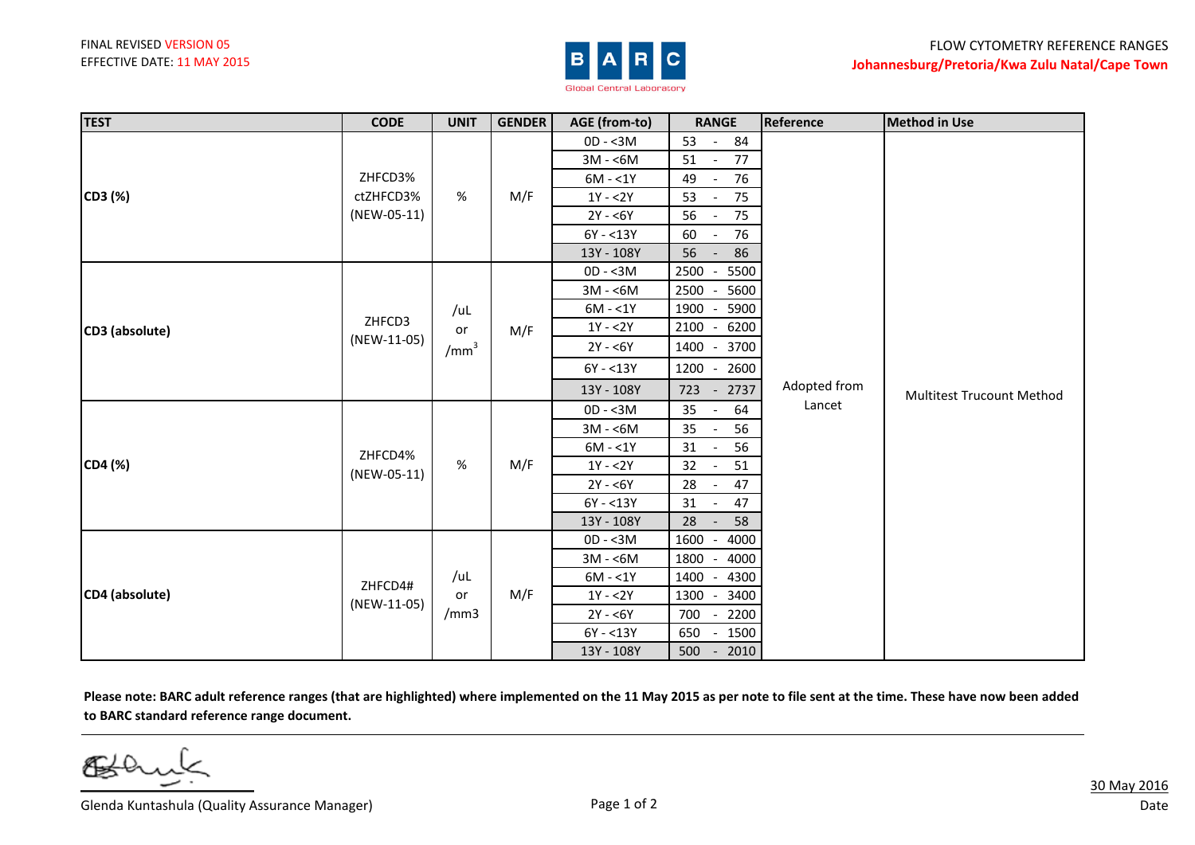FINAL REVISED VERSION 05
EFFECTIVE DATE: 11 MAY 2015

BARC
Global Central Laboratory

FLOW CYTOMETRY REFERENCE RANGES
**Johannesburg/Pretoria/Kwa Zulu Natal/Cape Town**

| TEST | CODE | UNIT | GENDER | AGE (from-to) | RANGE | Reference | Method in Use |
|---|---|---|---|---|---|---|---|
| **CD3 (%)** | ZHFCD3% ctZHFCD3% (NEW-05-11) | % | M/F | 0D - <3M | 53 - 84 | Adopted from Lancet | Multitest Trucount Method |
| | | | | 3M - <6M | 51 - 77 | | |
| | | | | 6M - <1Y | 49 - 76 | | |
| | | | | 1Y - <2Y | 53 - 75 | | |
| | | | | 2Y - <6Y | 56 - 75 | | |
| | | | | 6Y - <13Y | 60 - 76 | | |
| | | | | 13Y - 108Y | 56 - 86 | | |
| **CD3 (absolute)** | ZHFCD3 (NEW-11-05) | /uL or /mm$^3$ | M/F | 0D - <3M | 2500 - 5500 | | |
| | | | | 3M - <6M | 2500 - 5600 | | |
| | | | | 6M - <1Y | 1900 - 5900 | | |
| | | | | 1Y - <2Y | 2100 - 6200 | | |
| | | | | 2Y - <6Y | 1400 - 3700 | | |
| | | | | 6Y - <13Y | 1200 - 2600 | | |
| | | | | 13Y - 108Y | 723 - 2737 | | |
| **CD4 (%)** | ZHFCD4% (NEW-05-11) | % | M/F | 0D - <3M | 35 - 64 | | |
| | | | | 3M - <6M | 35 - 56 | | |
| | | | | 6M - <1Y | 31 - 56 | | |
| | | | | 1Y - <2Y | 32 - 51 | | |
| | | | | 2Y - <6Y | 28 - 47 | | |
| | | | | 6Y - <13Y | 31 - 47 | | |
| | | | | 13Y - 108Y | 28 - 58 | | |
| **CD4 (absolute)** | ZHFCD4# (NEW-11-05) | /uL or /mm3 | M/F | 0D - <3M | 1600 - 4000 | | |
| | | | | 3M - <6M | 1800 - 4000 | | |
| | | | | 6M - <1Y | 1400 - 4300 | | |
| | | | | 1Y - <2Y | 1300 - 3400 | | |
| | | | | 2Y - <6Y | 700 - 2200 | | |
| | | | | 6Y - <13Y | 650 - 1500 | | |
| | | | | 13Y - 108Y | 500 - 2010 | | |

**Please note: BARC adult reference ranges (that are highlighted) where implemented on the 11 May 2015 as per note to file sent at the time. These have now been added to BARC standard reference range document.**

Glenda Kuntashula (Quality Assurance Manager)

30 May 2016
Date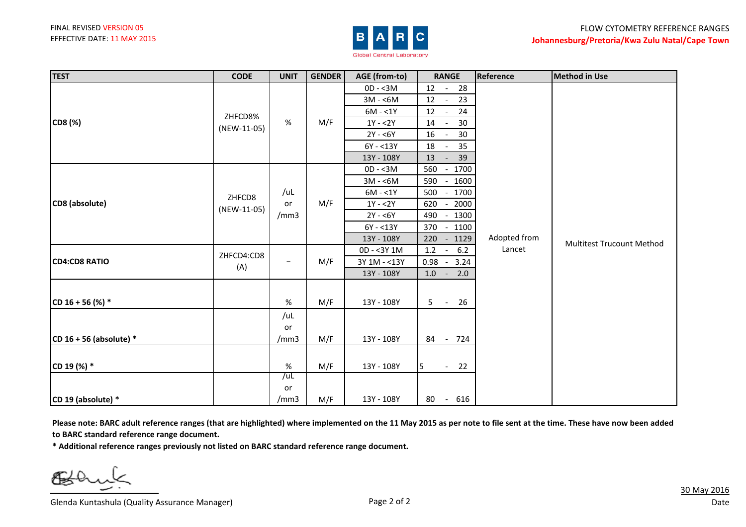FINAL REVISED VERSION 05
EFFECTIVE DATE: 11 MAY 2015

BARC Global Central Laboratory

FLOW CYTOMETRY REFERENCE RANGES
**Johannesburg/Pretoria/Kwa Zulu Natal/Cape Town**

| TEST | CODE | UNIT | GENDER | AGE (from-to) | RANGE | Reference | Method in Use |
|---|---|---|---|---|---|---|---|
| **CD8 (%)** | ZHFCD8% (NEW-11-05) | % | M/F | 0D - <3M | 12 - 28 | Adopted from Lancet | Multitest Trucount Method |
| | | | | 3M - <6M | 12 - 23 | | |
| | | | | 6M - <1Y | 12 - 24 | | |
| | | | | 1Y - <2Y | 14 - 30 | | |
| | | | | 2Y - <6Y | 16 - 30 | | |
| | | | | 6Y - <13Y | 18 - 35 | | |
| | | | | 13Y - 108Y | 13 - 39 | | |
| **CD8 (absolute)** | ZHFCD8 (NEW-11-05) | /uL or /mm3 | M/F | 0D - <3M | 560 - 1700 | | |
| | | | | 3M - <6M | 590 - 1600 | | |
| | | | | 6M - <1Y | 500 - 1700 | | |
| | | | | 1Y - <2Y | 620 - 2000 | | |
| | | | | 2Y - <6Y | 490 - 1300 | | |
| | | | | 6Y - <13Y | 370 - 1100 | | |
| | | | | 13Y - 108Y | 220 - 1129 | | |
| **CD4:CD8 RATIO** | ZHFCD4:CD8 (A) | – | M/F | 0D - <3Y 1M | 1.2 - 6.2 | | |
| | | | | 3Y 1M - <13Y | 0.98 - 3.24 | | |
| | | | | 13Y - 108Y | 1.0 - 2.0 | | |
| **CD 16 + 56 (%) *** | | % | M/F | 13Y - 108Y | 5 - 26 | | |
| **CD 16 + 56 (absolute) *** | | /uL or /mm3 | M/F | 13Y - 108Y | 84 - 724 | | |
| **CD 19 (%) *** | | % | M/F | 13Y - 108Y | 5 - 22 | | |
| **CD 19 (absolute) *** | | /uL or /mm3 | M/F | 13Y - 108Y | 80 - 616 | | |

**Please note: BARC adult reference ranges (that are highlighted) where implemented on the 11 May 2015 as per note to file sent at the time. These have now been added to BARC standard reference range document.**

*** Additional reference ranges previously not listed on BARC standard reference range document.**

Glenda Kuntashula (Quality Assurance Manager)

30 May 2016
Date